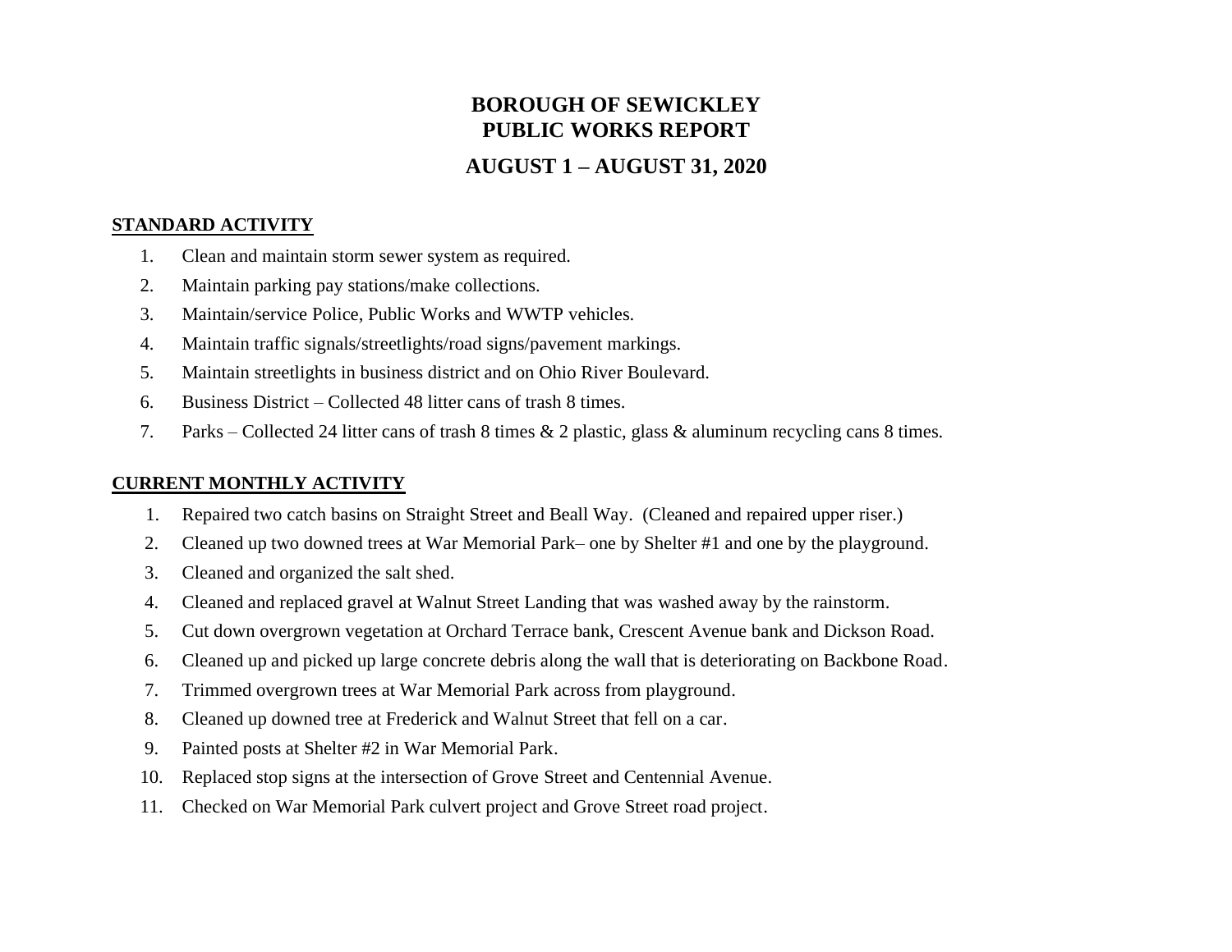# BOROUGH OF SEWICKLEY
# PUBLIC WORKS REPORT

## AUGUST 1 – AUGUST 31, 2020

**STANDARD ACTIVITY**

1. Clean and maintain storm sewer system as required.
2. Maintain parking pay stations/make collections.
3. Maintain/service Police, Public Works and WWTP vehicles.
4. Maintain traffic signals/streetlights/road signs/pavement markings.
5. Maintain streetlights in business district and on Ohio River Boulevard.
6. Business District – Collected 48 litter cans of trash 8 times.
7. Parks – Collected 24 litter cans of trash 8 times & 2 plastic, glass & aluminum recycling cans 8 times.

**CURRENT MONTHLY ACTIVITY**

1. Repaired two catch basins on Straight Street and Beall Way. (Cleaned and repaired upper riser.)
2. Cleaned up two downed trees at War Memorial Park– one by Shelter #1 and one by the playground.
3. Cleaned and organized the salt shed.
4. Cleaned and replaced gravel at Walnut Street Landing that was washed away by the rainstorm.
5. Cut down overgrown vegetation at Orchard Terrace bank, Crescent Avenue bank and Dickson Road.
6. Cleaned up and picked up large concrete debris along the wall that is deteriorating on Backbone Road.
7. Trimmed overgrown trees at War Memorial Park across from playground.
8. Cleaned up downed tree at Frederick and Walnut Street that fell on a car.
9. Painted posts at Shelter #2 in War Memorial Park.
10. Replaced stop signs at the intersection of Grove Street and Centennial Avenue.
11. Checked on War Memorial Park culvert project and Grove Street road project.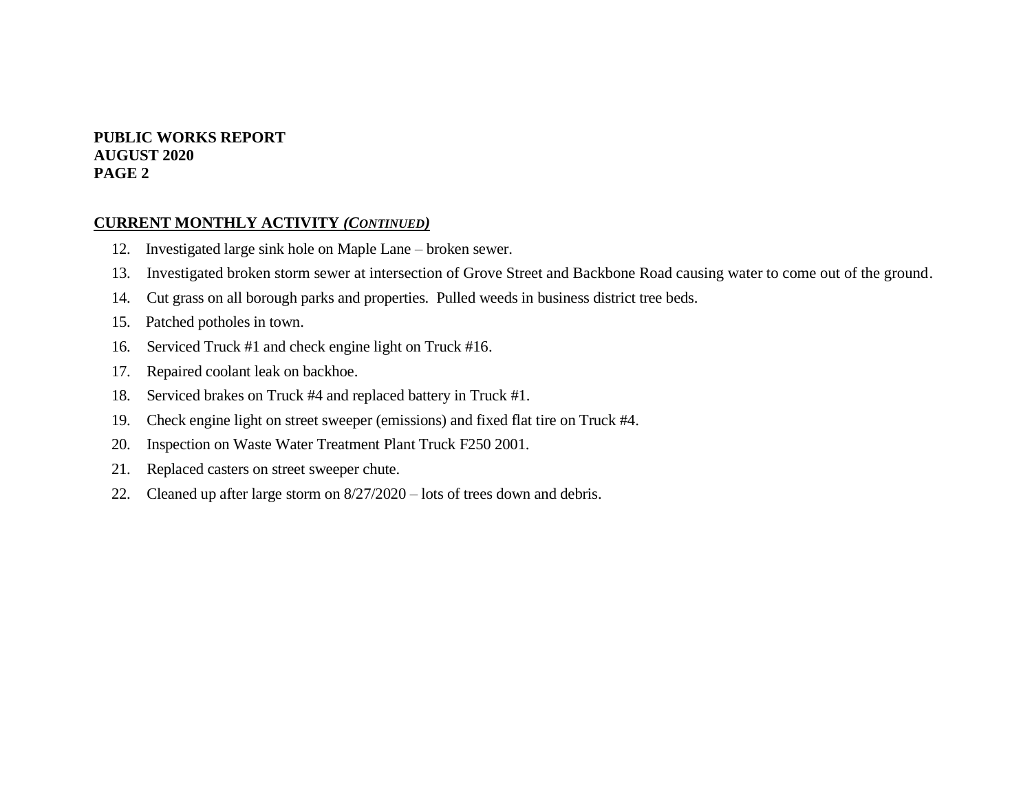**PUBLIC WORKS REPORT**
**AUGUST 2020**
**PAGE 2**

## CURRENT MONTHLY ACTIVITY *(CONTINUED)*

12. Investigated large sink hole on Maple Lane – broken sewer.
13. Investigated broken storm sewer at intersection of Grove Street and Backbone Road causing water to come out of the ground.
14. Cut grass on all borough parks and properties. Pulled weeds in business district tree beds.
15. Patched potholes in town.
16. Serviced Truck #1 and check engine light on Truck #16.
17. Repaired coolant leak on backhoe.
18. Serviced brakes on Truck #4 and replaced battery in Truck #1.
19. Check engine light on street sweeper (emissions) and fixed flat tire on Truck #4.
20. Inspection on Waste Water Treatment Plant Truck F250 2001.
21. Replaced casters on street sweeper chute.
22. Cleaned up after large storm on 8/27/2020 – lots of trees down and debris.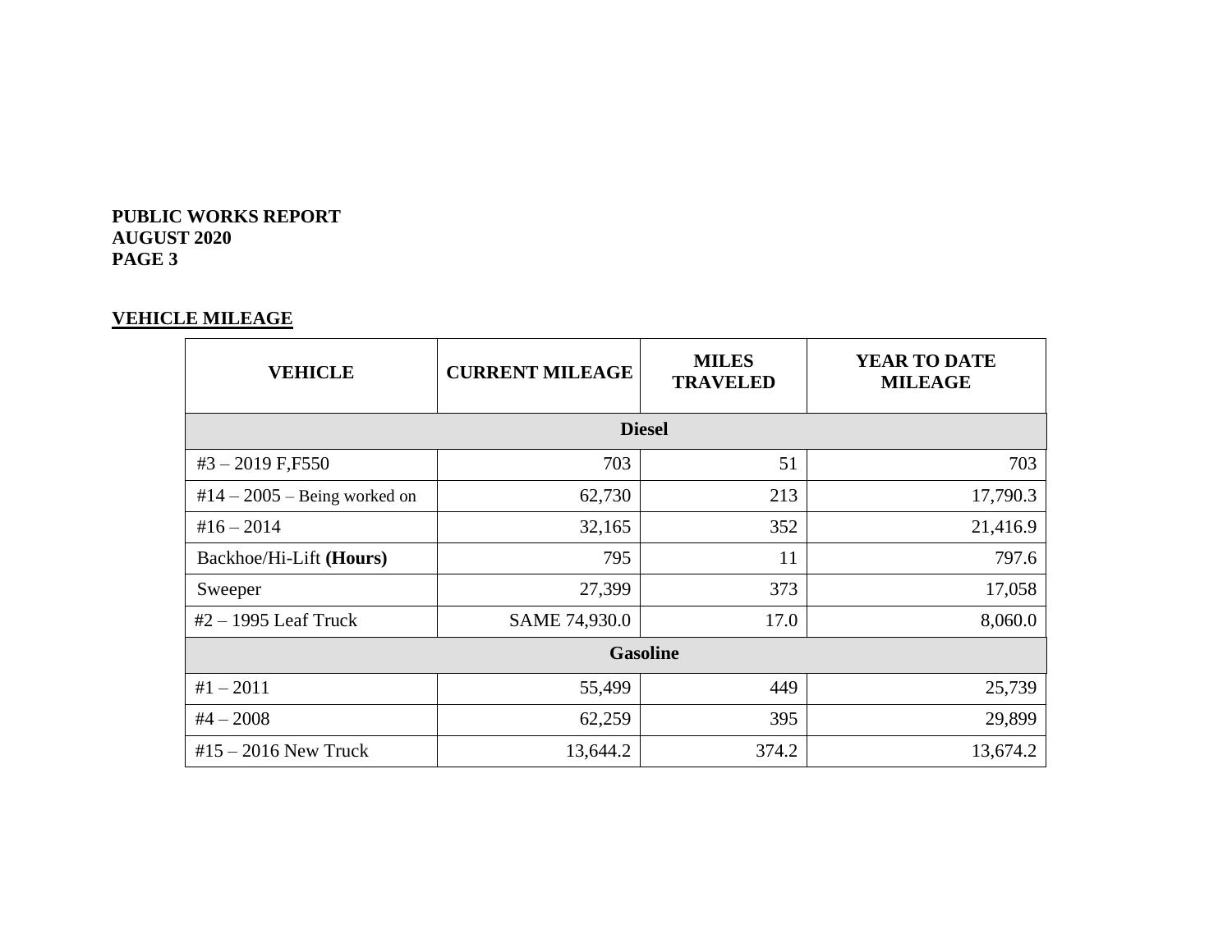**PUBLIC WORKS REPORT**
**AUGUST 2020**
**PAGE 3**

**VEHICLE MILEAGE**

| VEHICLE | CURRENT MILEAGE | MILES TRAVELED | YEAR TO DATE MILEAGE |
|---|---|---|---|
| **Diesel** | | | |
| #3 – 2019 F,F550 | 703 | 51 | 703 |
| #14 – 2005 – Being worked on | 62,730 | 213 | 17,790.3 |
| #16 – 2014 | 32,165 | 352 | 21,416.9 |
| Backhoe/Hi-Lift **(Hours)** | 795 | 11 | 797.6 |
| Sweeper | 27,399 | 373 | 17,058 |
| #2 – 1995 Leaf Truck | SAME 74,930.0 | 17.0 | 8,060.0 |
| **Gasoline** | | | |
| #1 – 2011 | 55,499 | 449 | 25,739 |
| #4 – 2008 | 62,259 | 395 | 29,899 |
| #15 – 2016 New Truck | 13,644.2 | 374.2 | 13,674.2 |